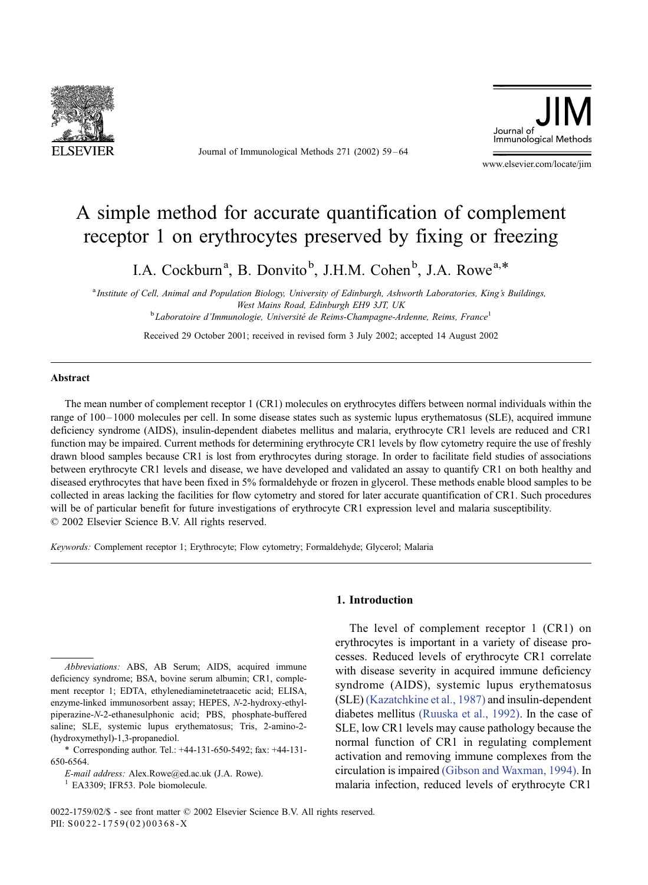# A simple method for accurate quantification of complement receptor 1 on erythrocytes preserved by fixing or freezing

I.A. Cockburn[a], B. Donvito[b], J.H.M. Cohen[b], J.A. Rowe[a,*]

[a] *Institute of Cell, Animal and Population Biology, University of Edinburgh, Ashworth Laboratories, King's Buildings, West Mains Road, Edinburgh EH9 3JT, UK*

[b] *Laboratoire d'Immunologie, Université de Reims-Champagne-Ardenne, Reims, France*[1]

Received 29 October 2001; received in revised form 3 July 2002; accepted 14 August 2002

## Abstract

The mean number of complement receptor 1 (CR1) molecules on erythrocytes differs between normal individuals within the range of 100–1000 molecules per cell. In some disease states such as systemic lupus erythematosus (SLE), acquired immune deficiency syndrome (AIDS), insulin-dependent diabetes mellitus and malaria, erythrocyte CR1 levels are reduced and CR1 function may be impaired. Current methods for determining erythrocyte CR1 levels by flow cytometry require the use of freshly drawn blood samples because CR1 is lost from erythrocytes during storage. In order to facilitate field studies of associations between erythrocyte CR1 levels and disease, we have developed and validated an assay to quantify CR1 on both healthy and diseased erythrocytes that have been fixed in 5% formaldehyde or frozen in glycerol. These methods enable blood samples to be collected in areas lacking the facilities for flow cytometry and stored for later accurate quantification of CR1. Such procedures will be of particular benefit for future investigations of erythrocyte CR1 expression level and malaria susceptibility.

© 2002 Elsevier Science B.V. All rights reserved.

*Keywords:* Complement receptor 1; Erythrocyte; Flow cytometry; Formaldehyde; Glycerol; Malaria

## 1. Introduction

The level of complement receptor 1 (CR1) on erythrocytes is important in a variety of disease processes. Reduced levels of erythrocyte CR1 correlate with disease severity in acquired immune deficiency syndrome (AIDS), systemic lupus erythematosus (SLE) (Kazatchkine et al., 1987) and insulin-dependent diabetes mellitus (Ruuska et al., 1992). In the case of SLE, low CR1 levels may cause pathology because the normal function of CR1 in regulating complement activation and removing immune complexes from the circulation is impaired (Gibson and Waxman, 1994). In malaria infection, reduced levels of erythrocyte CR1

---

*Abbreviations:* ABS, AB Serum; AIDS, acquired immune deficiency syndrome; BSA, bovine serum albumin; CR1, complement receptor 1; EDTA, ethylenediaminetetraacetic acid; ELISA, enzyme-linked immunosorbent assay; HEPES, *N*-2-hydroxy-ethylpiperazine-*N*-2-ethanesulphonic acid; PBS, phosphate-buffered saline; SLE, systemic lupus erythematosus; Tris, 2-amino-2-(hydroxymethyl)-1,3-propanediol.

\* Corresponding author. Tel.: +44-131-650-5492; fax: +44-131-650-6564.

*E-mail address:* Alex.Rowe@ed.ac.uk (J.A. Rowe).

[1] EA3309; IFR53. Pole biomolecule.

0022-1759/02/$ - see front matter © 2002 Elsevier Science B.V. All rights reserved.
PII: S0022-1759(02)00368-X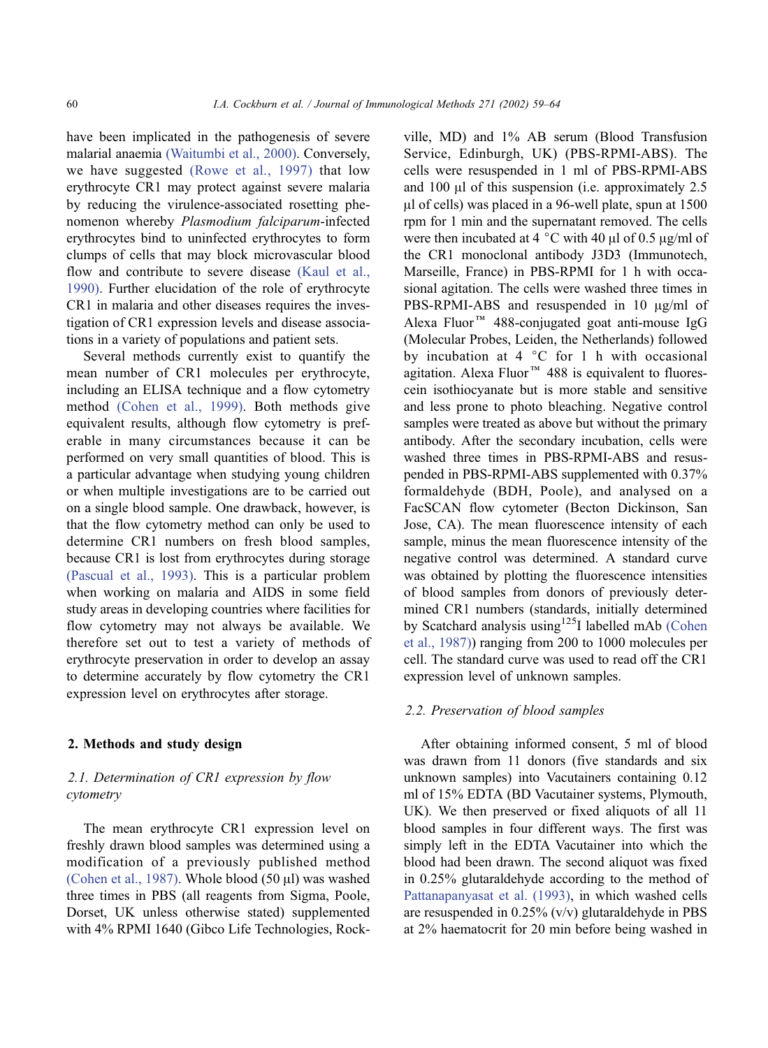have been implicated in the pathogenesis of severe malarial anaemia (Waitumbi et al., 2000). Conversely, we have suggested (Rowe et al., 1997) that low erythrocyte CR1 may protect against severe malaria by reducing the virulence-associated rosetting phenomenon whereby *Plasmodium falciparum*-infected erythrocytes bind to uninfected erythrocytes to form clumps of cells that may block microvascular blood flow and contribute to severe disease (Kaul et al., 1990). Further elucidation of the role of erythrocyte CR1 in malaria and other diseases requires the investigation of CR1 expression levels and disease associations in a variety of populations and patient sets.

Several methods currently exist to quantify the mean number of CR1 molecules per erythrocyte, including an ELISA technique and a flow cytometry method (Cohen et al., 1999). Both methods give equivalent results, although flow cytometry is preferable in many circumstances because it can be performed on very small quantities of blood. This is a particular advantage when studying young children or when multiple investigations are to be carried out on a single blood sample. One drawback, however, is that the flow cytometry method can only be used to determine CR1 numbers on fresh blood samples, because CR1 is lost from erythrocytes during storage (Pascual et al., 1993). This is a particular problem when working on malaria and AIDS in some field study areas in developing countries where facilities for flow cytometry may not always be available. We therefore set out to test a variety of methods of erythrocyte preservation in order to develop an assay to determine accurately by flow cytometry the CR1 expression level on erythrocytes after storage.

## 2. Methods and study design

### 2.1. Determination of CR1 expression by flow cytometry

The mean erythrocyte CR1 expression level on freshly drawn blood samples was determined using a modification of a previously published method (Cohen et al., 1987). Whole blood (50 μl) was washed three times in PBS (all reagents from Sigma, Poole, Dorset, UK unless otherwise stated) supplemented with 4% RPMI 1640 (Gibco Life Technologies, Rockville, MD) and 1% AB serum (Blood Transfusion Service, Edinburgh, UK) (PBS-RPMI-ABS). The cells were resuspended in 1 ml of PBS-RPMI-ABS and 100 μl of this suspension (i.e. approximately 2.5 μl of cells) was placed in a 96-well plate, spun at 1500 rpm for 1 min and the supernatant removed. The cells were then incubated at 4 °C with 40 μl of 0.5 μg/ml of the CR1 monoclonal antibody J3D3 (Immunotech, Marseille, France) in PBS-RPMI for 1 h with occasional agitation. The cells were washed three times in PBS-RPMI-ABS and resuspended in 10 μg/ml of Alexa Fluor™ 488-conjugated goat anti-mouse IgG (Molecular Probes, Leiden, the Netherlands) followed by incubation at 4 °C for 1 h with occasional agitation. Alexa Fluor™ 488 is equivalent to fluorescein isothiocyanate but is more stable and sensitive and less prone to photo bleaching. Negative control samples were treated as above but without the primary antibody. After the secondary incubation, cells were washed three times in PBS-RPMI-ABS and resuspended in PBS-RPMI-ABS supplemented with 0.37% formaldehyde (BDH, Poole), and analysed on a FacSCAN flow cytometer (Becton Dickinson, San Jose, CA). The mean fluorescence intensity of each sample, minus the mean fluorescence intensity of the negative control was determined. A standard curve was obtained by plotting the fluorescence intensities of blood samples from donors of previously determined CR1 numbers (standards, initially determined by Scatchard analysis using $^{125}$I labelled mAb (Cohen et al., 1987)) ranging from 200 to 1000 molecules per cell. The standard curve was used to read off the CR1 expression level of unknown samples.

### 2.2. Preservation of blood samples

After obtaining informed consent, 5 ml of blood was drawn from 11 donors (five standards and six unknown samples) into Vacutainers containing 0.12 ml of 15% EDTA (BD Vacutainer systems, Plymouth, UK). We then preserved or fixed aliquots of all 11 blood samples in four different ways. The first was simply left in the EDTA Vacutainer into which the blood had been drawn. The second aliquot was fixed in 0.25% glutaraldehyde according to the method of Pattanapanyasat et al. (1993), in which washed cells are resuspended in 0.25% (v/v) glutaraldehyde in PBS at 2% haematocrit for 20 min before being washed in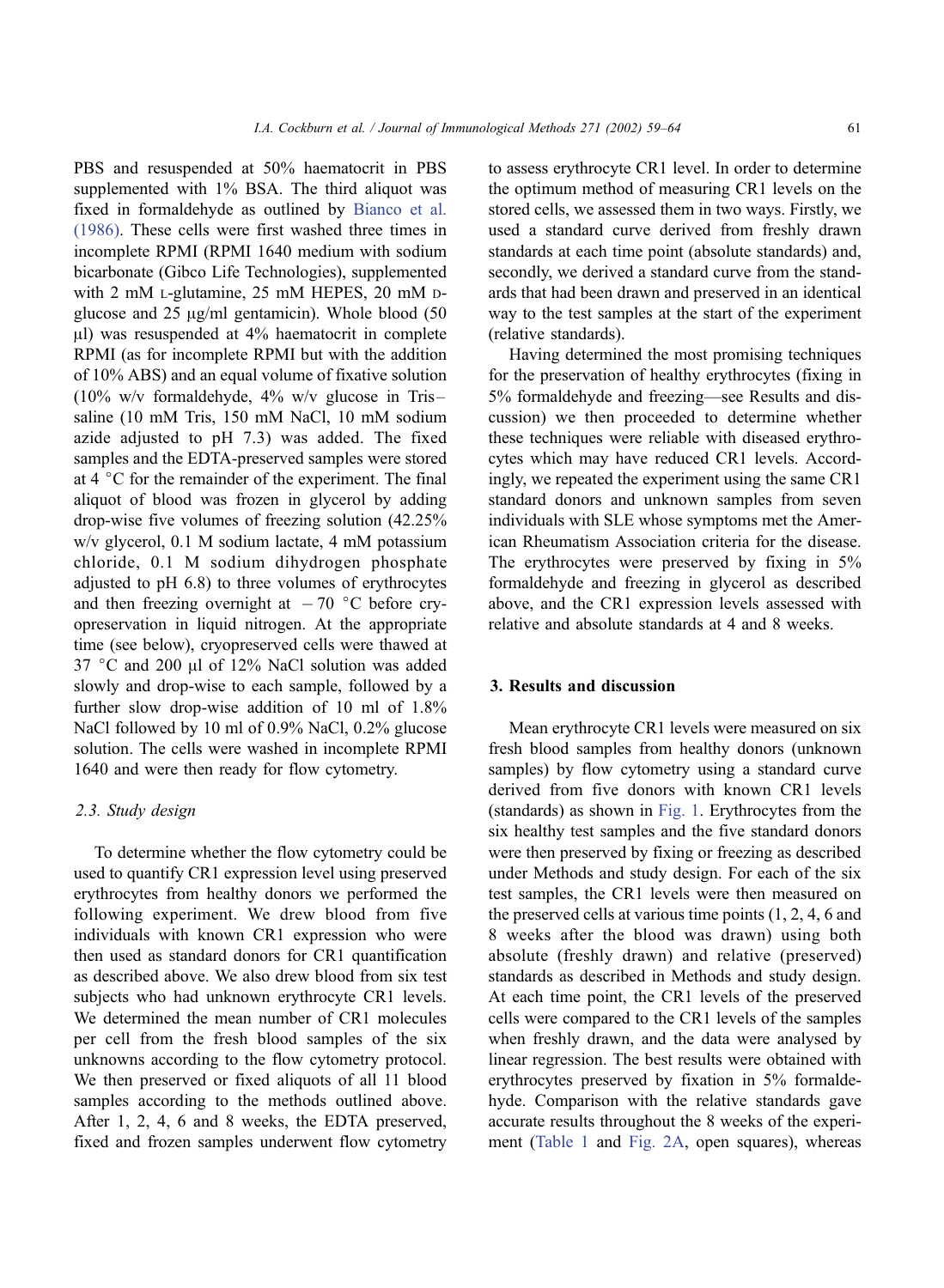PBS and resuspended at 50% haematocrit in PBS supplemented with 1% BSA. The third aliquot was fixed in formaldehyde as outlined by Bianco et al. (1986). These cells were first washed three times in incomplete RPMI (RPMI 1640 medium with sodium bicarbonate (Gibco Life Technologies), supplemented with 2 mM L-glutamine, 25 mM HEPES, 20 mM D-glucose and 25 μg/ml gentamicin). Whole blood (50 μl) was resuspended at 4% haematocrit in complete RPMI (as for incomplete RPMI but with the addition of 10% ABS) and an equal volume of fixative solution (10% w/v formaldehyde, 4% w/v glucose in Tris–saline (10 mM Tris, 150 mM NaCl, 10 mM sodium azide adjusted to pH 7.3) was added. The fixed samples and the EDTA-preserved samples were stored at 4 °C for the remainder of the experiment. The final aliquot of blood was frozen in glycerol by adding drop-wise five volumes of freezing solution (42.25% w/v glycerol, 0.1 M sodium lactate, 4 mM potassium chloride, 0.1 M sodium dihydrogen phosphate adjusted to pH 6.8) to three volumes of erythrocytes and then freezing overnight at −70 °C before cryopreservation in liquid nitrogen. At the appropriate time (see below), cryopreserved cells were thawed at 37 °C and 200 μl of 12% NaCl solution was added slowly and drop-wise to each sample, followed by a further slow drop-wise addition of 10 ml of 1.8% NaCl followed by 10 ml of 0.9% NaCl, 0.2% glucose solution. The cells were washed in incomplete RPMI 1640 and were then ready for flow cytometry.

### 2.3. Study design

To determine whether the flow cytometry could be used to quantify CR1 expression level using preserved erythrocytes from healthy donors we performed the following experiment. We drew blood from five individuals with known CR1 expression who were then used as standard donors for CR1 quantification as described above. We also drew blood from six test subjects who had unknown erythrocyte CR1 levels. We determined the mean number of CR1 molecules per cell from the fresh blood samples of the six unknowns according to the flow cytometry protocol. We then preserved or fixed aliquots of all 11 blood samples according to the methods outlined above. After 1, 2, 4, 6 and 8 weeks, the EDTA preserved, fixed and frozen samples underwent flow cytometry to assess erythrocyte CR1 level. In order to determine the optimum method of measuring CR1 levels on the stored cells, we assessed them in two ways. Firstly, we used a standard curve derived from freshly drawn standards at each time point (absolute standards) and, secondly, we derived a standard curve from the standards that had been drawn and preserved in an identical way to the test samples at the start of the experiment (relative standards).

Having determined the most promising techniques for the preservation of healthy erythrocytes (fixing in 5% formaldehyde and freezing—see Results and discussion) we then proceeded to determine whether these techniques were reliable with diseased erythrocytes which may have reduced CR1 levels. Accordingly, we repeated the experiment using the same CR1 standard donors and unknown samples from seven individuals with SLE whose symptoms met the American Rheumatism Association criteria for the disease. The erythrocytes were preserved by fixing in 5% formaldehyde and freezing in glycerol as described above, and the CR1 expression levels assessed with relative and absolute standards at 4 and 8 weeks.

## 3. Results and discussion

Mean erythrocyte CR1 levels were measured on six fresh blood samples from healthy donors (unknown samples) by flow cytometry using a standard curve derived from five donors with known CR1 levels (standards) as shown in Fig. 1. Erythrocytes from the six healthy test samples and the five standard donors were then preserved by fixing or freezing as described under Methods and study design. For each of the six test samples, the CR1 levels were then measured on the preserved cells at various time points (1, 2, 4, 6 and 8 weeks after the blood was drawn) using both absolute (freshly drawn) and relative (preserved) standards as described in Methods and study design. At each time point, the CR1 levels of the preserved cells were compared to the CR1 levels of the samples when freshly drawn, and the data were analysed by linear regression. The best results were obtained with erythrocytes preserved by fixation in 5% formaldehyde. Comparison with the relative standards gave accurate results throughout the 8 weeks of the experiment (Table 1 and Fig. 2A, open squares), whereas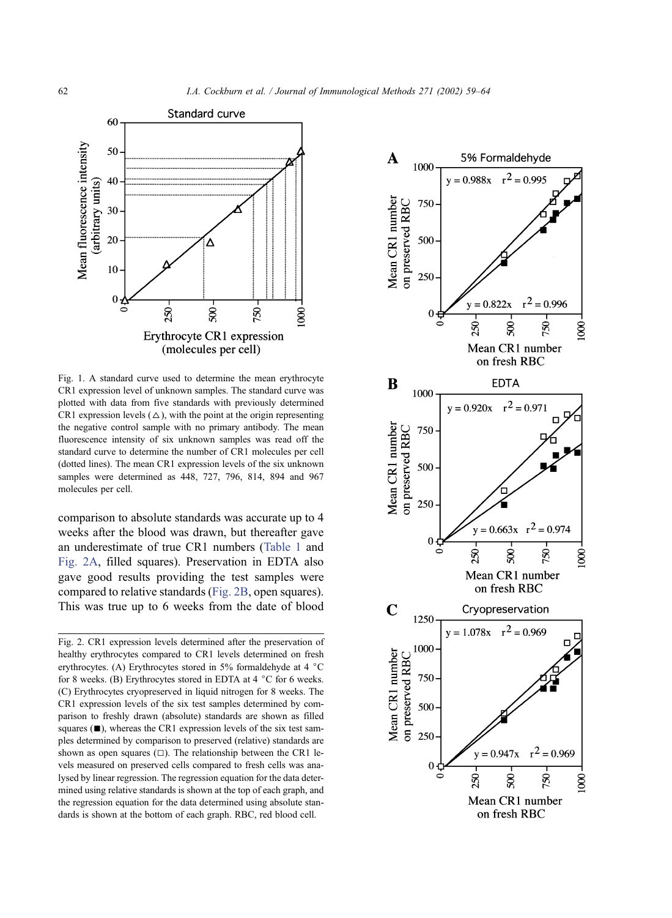Fig. 1. A standard curve used to determine the mean erythrocyte CR1 expression level of unknown samples. The standard curve was plotted with data from five standards with previously determined CR1 expression levels (△), with the point at the origin representing the negative control sample with no primary antibody. The mean fluorescence intensity of six unknown samples was read off the standard curve to determine the number of CR1 molecules per cell (dotted lines). The mean CR1 expression levels of the six unknown samples were determined as 448, 727, 796, 814, 894 and 967 molecules per cell.

comparison to absolute standards was accurate up to 4 weeks after the blood was drawn, but thereafter gave an underestimate of true CR1 numbers (Table 1 and Fig. 2A, filled squares). Preservation in EDTA also gave good results providing the test samples were compared to relative standards (Fig. 2B, open squares). This was true up to 6 weeks from the date of blood

Fig. 2. CR1 expression levels determined after the preservation of healthy erythrocytes compared to CR1 levels determined on fresh erythrocytes. (A) Erythrocytes stored in 5% formaldehyde at 4 °C for 8 weeks. (B) Erythrocytes stored in EDTA at 4 °C for 6 weeks. (C) Erythrocytes cryopreserved in liquid nitrogen for 8 weeks. The CR1 expression levels of the six test samples determined by comparison to freshly drawn (absolute) standards are shown as filled squares (■), whereas the CR1 expression levels of the six test samples determined by comparison to preserved (relative) standards are shown as open squares (□). The relationship between the CR1 levels measured on preserved cells compared to fresh cells was analysed by linear regression. The regression equation for the data determined using relative standards is shown at the top of each graph, and the regression equation for the data determined using absolute standards is shown at the bottom of each graph. RBC, red blood cell.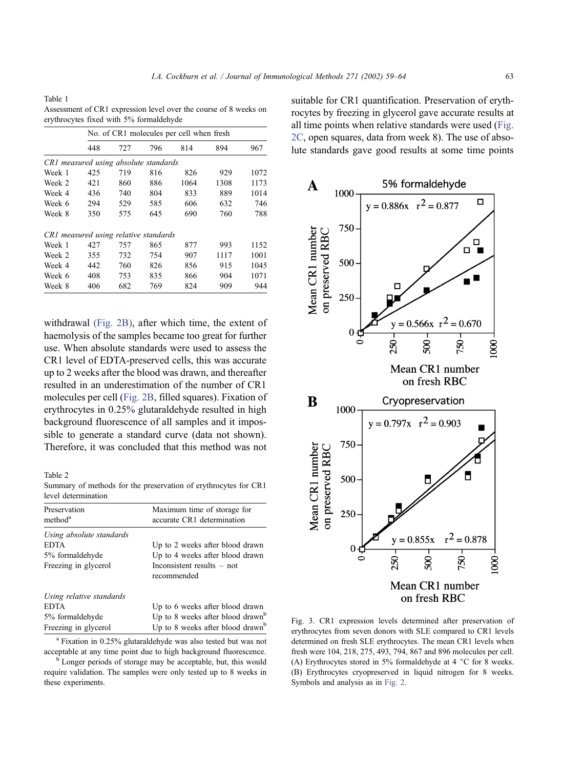Table 1
Assessment of CR1 expression level over the course of 8 weeks on erythrocytes fixed with 5% formaldehyde

| | No. of CR1 molecules per cell when fresh | | | | | |
|---|---|---|---|---|---|---|
| | 448 | 727 | 796 | 814 | 894 | 967 |
| *CR1 measured using absolute standards* | | | | | | |
| Week 1 | 425 | 719 | 816 | 826 | 929 | 1072 |
| Week 2 | 421 | 860 | 886 | 1064 | 1308 | 1173 |
| Week 4 | 436 | 740 | 804 | 833 | 889 | 1014 |
| Week 6 | 294 | 529 | 585 | 606 | 632 | 746 |
| Week 8 | 350 | 575 | 645 | 690 | 760 | 788 |
| *CR1 measured using relative standards* | | | | | | |
| Week 1 | 427 | 757 | 865 | 877 | 993 | 1152 |
| Week 2 | 355 | 732 | 754 | 907 | 1117 | 1001 |
| Week 4 | 442 | 760 | 826 | 856 | 915 | 1045 |
| Week 6 | 408 | 753 | 835 | 866 | 904 | 1071 |
| Week 8 | 406 | 682 | 769 | 824 | 909 | 944 |

withdrawal (Fig. 2B), after which time, the extent of haemolysis of the samples became too great for further use. When absolute standards were used to assess the CR1 level of EDTA-preserved cells, this was accurate up to 2 weeks after the blood was drawn, and thereafter resulted in an underestimation of the number of CR1 molecules per cell (Fig. 2B, filled squares). Fixation of erythrocytes in 0.25% glutaraldehyde resulted in high background fluorescence of all samples and it impossible to generate a standard curve (data not shown). Therefore, it was concluded that this method was not suitable for CR1 quantification. Preservation of erythrocytes by freezing in glycerol gave accurate results at all time points when relative standards were used (Fig. 2C, open squares, data from week 8). The use of absolute standards gave good results at some time points

Table 2
Summary of methods for the preservation of erythrocytes for CR1 level determination

| Preservation method[a] | Maximum time of storage for accurate CR1 determination |
|---|---|
| *Using absolute standards* | |
| EDTA | Up to 2 weeks after blood drawn |
| 5% formaldehyde | Up to 4 weeks after blood drawn |
| Freezing in glycerol | Inconsistent results – not recommended |
| *Using relative standards* | |
| EDTA | Up to 6 weeks after blood drawn |
| 5% formaldehyde | Up to 8 weeks after blood drawn[b] |
| Freezing in glycerol | Up to 8 weeks after blood drawn[b] |

[a] Fixation in 0.25% glutaraldehyde was also tested but was not acceptable at any time point due to high background fluorescence.
[b] Longer periods of storage may be acceptable, but, this would require validation. The samples were only tested up to 8 weeks in these experiments.

Fig. 3. CR1 expression levels determined after preservation of erythrocytes from seven donors with SLE compared to CR1 levels determined on fresh SLE erythrocytes. The mean CR1 levels when fresh were 104, 218, 275, 493, 794, 867 and 896 molecules per cell. (A) Erythrocytes stored in 5% formaldehyde at 4 °C for 8 weeks. (B) Erythrocytes cryopreserved in liquid nitrogen for 8 weeks. Symbols and analysis as in Fig. 2.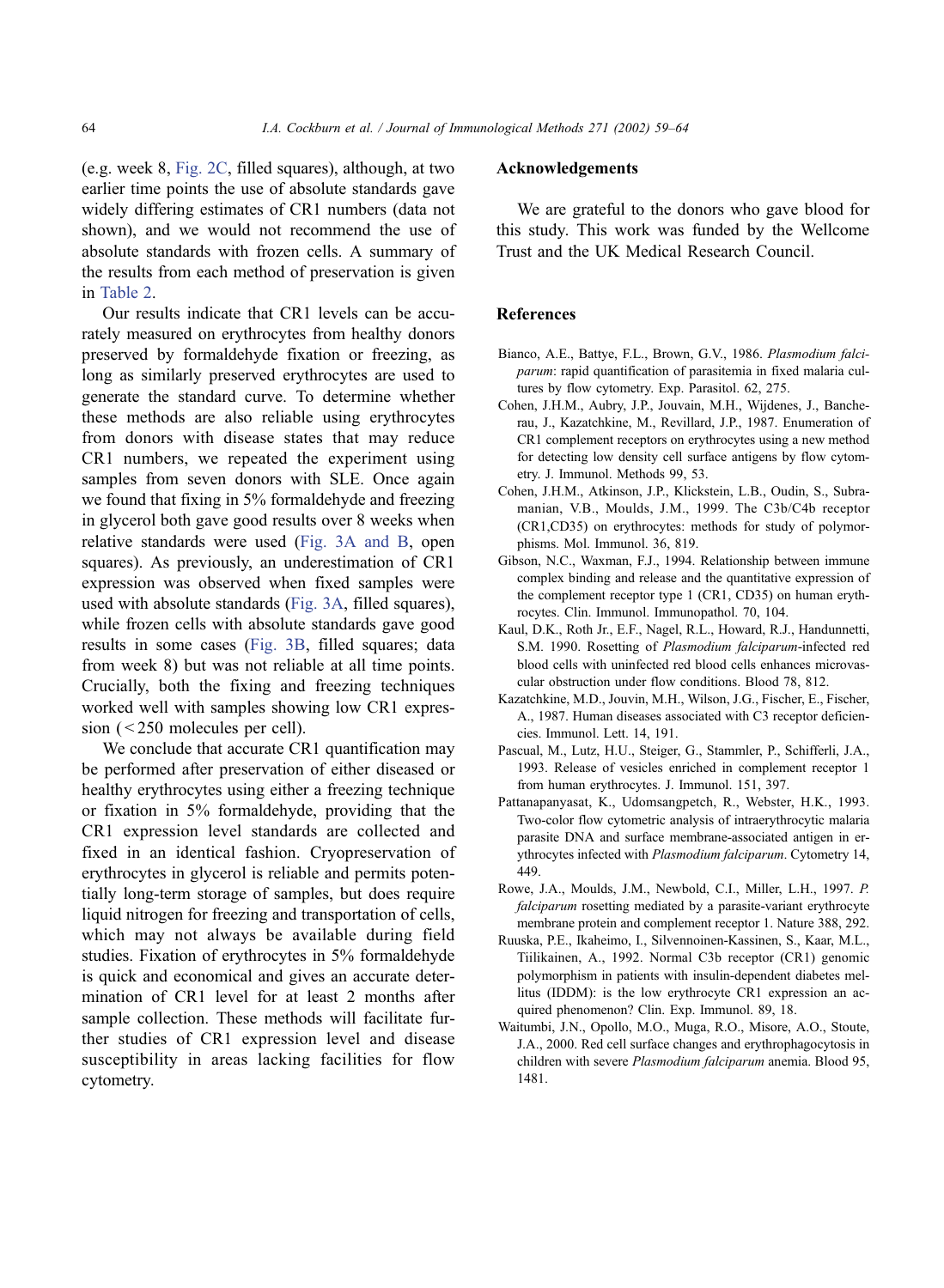(e.g. week 8, Fig. 2C, filled squares), although, at two earlier time points the use of absolute standards gave widely differing estimates of CR1 numbers (data not shown), and we would not recommend the use of absolute standards with frozen cells. A summary of the results from each method of preservation is given in Table 2.

Our results indicate that CR1 levels can be accurately measured on erythrocytes from healthy donors preserved by formaldehyde fixation or freezing, as long as similarly preserved erythrocytes are used to generate the standard curve. To determine whether these methods are also reliable using erythrocytes from donors with disease states that may reduce CR1 numbers, we repeated the experiment using samples from seven donors with SLE. Once again we found that fixing in 5% formaldehyde and freezing in glycerol both gave good results over 8 weeks when relative standards were used (Fig. 3A and B, open squares). As previously, an underestimation of CR1 expression was observed when fixed samples were used with absolute standards (Fig. 3A, filled squares), while frozen cells with absolute standards gave good results in some cases (Fig. 3B, filled squares; data from week 8) but was not reliable at all time points. Crucially, both the fixing and freezing techniques worked well with samples showing low CR1 expression (< 250 molecules per cell).

We conclude that accurate CR1 quantification may be performed after preservation of either diseased or healthy erythrocytes using either a freezing technique or fixation in 5% formaldehyde, providing that the CR1 expression level standards are collected and fixed in an identical fashion. Cryopreservation of erythrocytes in glycerol is reliable and permits potentially long-term storage of samples, but does require liquid nitrogen for freezing and transportation of cells, which may not always be available during field studies. Fixation of erythrocytes in 5% formaldehyde is quick and economical and gives an accurate determination of CR1 level for at least 2 months after sample collection. These methods will facilitate further studies of CR1 expression level and disease susceptibility in areas lacking facilities for flow cytometry.

## Acknowledgements

We are grateful to the donors who gave blood for this study. This work was funded by the Wellcome Trust and the UK Medical Research Council.

## References

Bianco, A.E., Battye, F.L., Brown, G.V., 1986. *Plasmodium falciparum*: rapid quantification of parasitemia in fixed malaria cultures by flow cytometry. Exp. Parasitol. 62, 275.

Cohen, J.H.M., Aubry, J.P., Jouvain, M.H., Wijdenes, J., Bancherau, J., Kazatchkine, M., Revillard, J.P., 1987. Enumeration of CR1 complement receptors on erythrocytes using a new method for detecting low density cell surface antigens by flow cytometry. J. Immunol. Methods 99, 53.

Cohen, J.H.M., Atkinson, J.P., Klickstein, L.B., Oudin, S., Subramanian, V.B., Moulds, J.M., 1999. The C3b/C4b receptor (CR1,CD35) on erythrocytes: methods for study of polymorphisms. Mol. Immunol. 36, 819.

Gibson, N.C., Waxman, F.J., 1994. Relationship between immune complex binding and release and the quantitative expression of the complement receptor type 1 (CR1, CD35) on human erythrocytes. Clin. Immunol. Immunopathol. 70, 104.

Kaul, D.K., Roth Jr., E.F., Nagel, R.L., Howard, R.J., Handunnetti, S.M. 1990. Rosetting of *Plasmodium falciparum*-infected red blood cells with uninfected red blood cells enhances microvascular obstruction under flow conditions. Blood 78, 812.

Kazatchkine, M.D., Jouvin, M.H., Wilson, J.G., Fischer, E., Fischer, A., 1987. Human diseases associated with C3 receptor deficiencies. Immunol. Lett. 14, 191.

Pascual, M., Lutz, H.U., Steiger, G., Stammler, P., Schifferli, J.A., 1993. Release of vesicles enriched in complement receptor 1 from human erythrocytes. J. Immunol. 151, 397.

Pattanapanyasat, K., Udomsangpetch, R., Webster, H.K., 1993. Two-color flow cytometric analysis of intraerythrocytic malaria parasite DNA and surface membrane-associated antigen in erythrocytes infected with *Plasmodium falciparum*. Cytometry 14, 449.

Rowe, J.A., Moulds, J.M., Newbold, C.I., Miller, L.H., 1997. *P. falciparum* rosetting mediated by a parasite-variant erythrocyte membrane protein and complement receptor 1. Nature 388, 292.

Ruuska, P.E., Ikaheimo, I., Silvennoinen-Kassinen, S., Kaar, M.L., Tiilikainen, A., 1992. Normal C3b receptor (CR1) genomic polymorphism in patients with insulin-dependent diabetes mellitus (IDDM): is the low erythrocyte CR1 expression an acquired phenomenon? Clin. Exp. Immunol. 89, 18.

Waitumbi, J.N., Opollo, M.O., Muga, R.O., Misore, A.O., Stoute, J.A., 2000. Red cell surface changes and erythrophagocytosis in children with severe *Plasmodium falciparum* anemia. Blood 95, 1481.